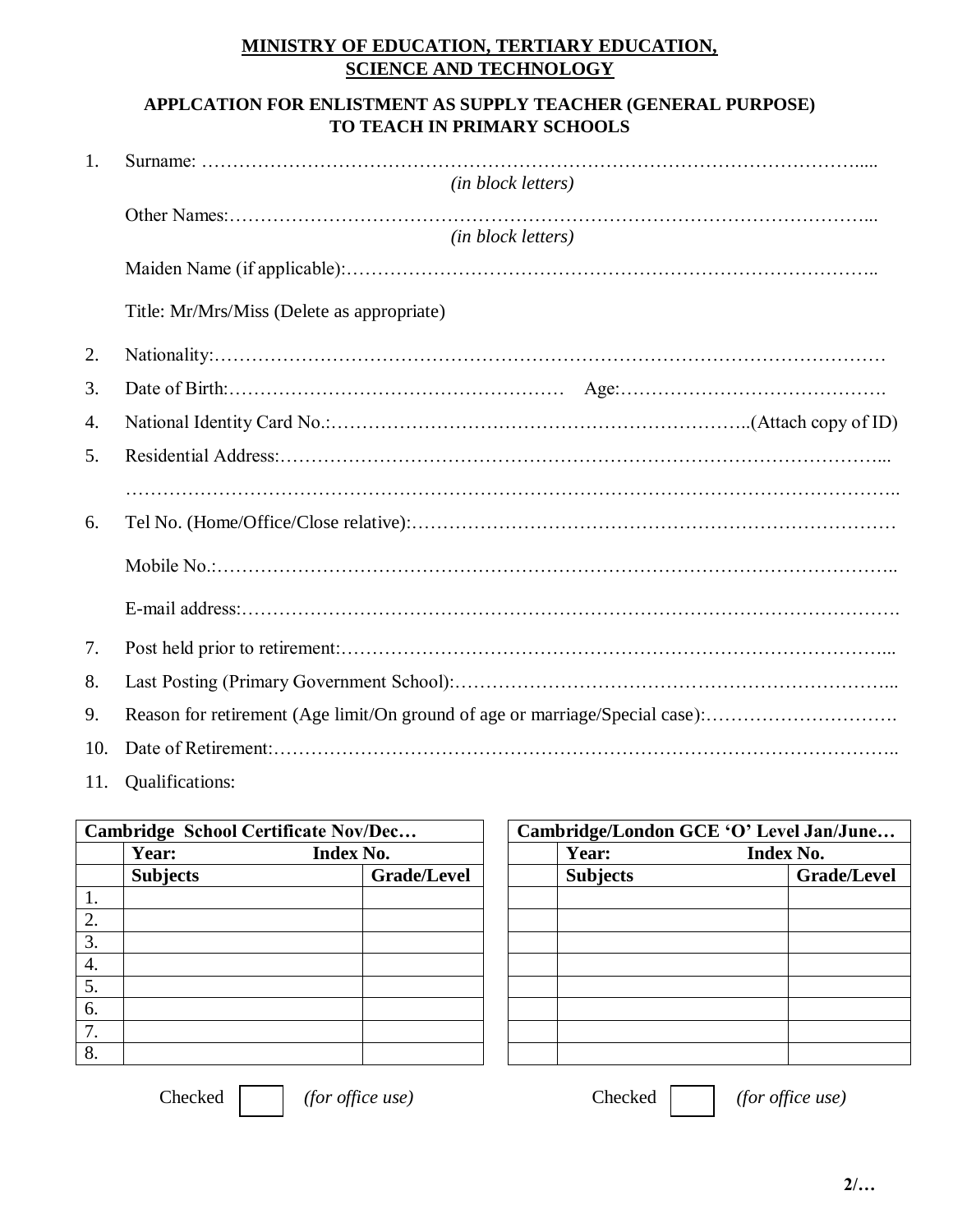**MINISTRY OF EDUCATION, TERTIARY EDUCATION, SCIENCE AND TECHNOLOGY**

**APPLCATION FOR ENLISTMENT AS SUPPLY TEACHER (GENERAL PURPOSE) TO TEACH IN PRIMARY SCHOOLS**

1. Surname: …………………………………………………………………………………………….....
   *(in block letters)*

   Other Names:…………………………………………………………………………………………...
   *(in block letters)*

   Maiden Name (if applicable):………………………………………………………………………..

   Title: Mr/Mrs/Miss (Delete as appropriate)

2. Nationality:……………………………………………………………………………………………
3. Date of Birth:……………………………………………… Age:…………………………………….
4. National Identity Card No.:………………………………………………………..(Attach copy of ID)
5. Residential Address:…………………………………………………………………………………...
   ……………………………………………………………………………………………………………..
6. Tel No. (Home/Office/Close relative):………………………………………………………………

   Mobile No.:……………………………………………………………………………………………..

   E-mail address:…………………………………………………………………………………………
7. Post held prior to retirement:…………………………………………………………………………...
8. Last Posting (Primary Government School):…………………………………………………………...
9. Reason for retirement (Age limit/On ground of age or marriage/Special case):………………………….
10. Date of Retirement:…………………………………………………………………………………..
11. Qualifications:

| **Cambridge School Certificate Nov/Dec…** | | |
|---|---|---|
| | **Year:** **Index No.** | |
| | **Subjects** | **Grade/Level** |
| 1. | | |
| 2. | | |
| 3. | | |
| 4. | | |
| 5. | | |
| 6. | | |
| 7. | | |
| 8. | | |

Checked ☐ *(for office use)*

| **Cambridge/London GCE 'O' Level Jan/June…** | | |
|---|---|---|
| | **Year:** **Index No.** | |
| | **Subjects** | **Grade/Level** |
| | | |
| | | |
| | | |
| | | |
| | | |
| | | |
| | | |
| | | |

Checked ☐ *(for office use)*

2/…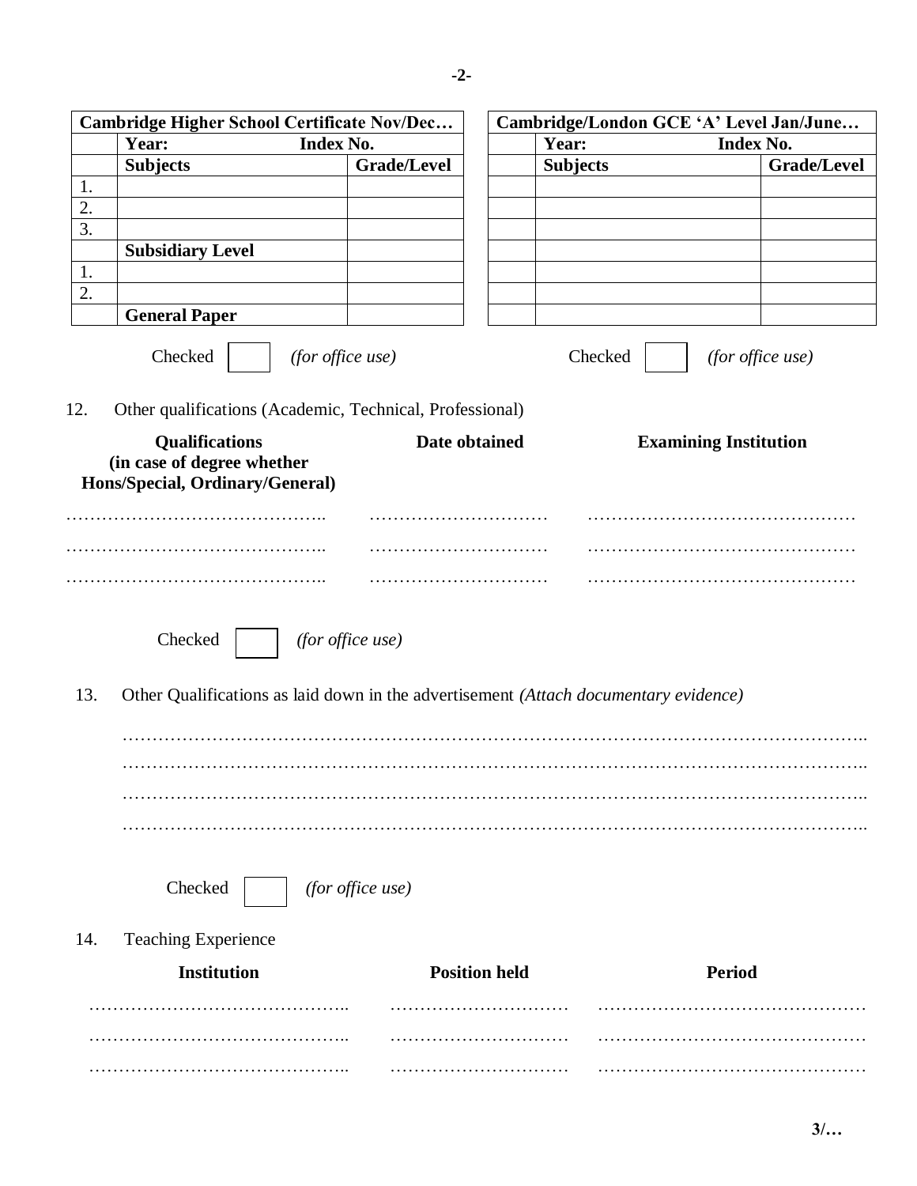| Cambridge Higher School Certificate Nov/Dec… | | |
|---|---|---|
| | Year: Index No. | |
| | **Subjects** | **Grade/Level** |
| 1. | | |
| 2. | | |
| 3. | | |
| | **Subsidiary Level** | |
| 1. | | |
| 2. | | |
| | **General Paper** | |

Checked ☐ *(for office use)*

| Cambridge/London GCE 'A' Level Jan/June… | | |
|---|---|---|
| | Year: Index No. | |
| | **Subjects** | **Grade/Level** |
| | | |
| | | |
| | | |
| | | |
| | | |
| | | |
| | | |

Checked ☐ *(for office use)*

12. Other qualifications (Academic, Technical, Professional)

| Qualifications (in case of degree whether Hons/Special, Ordinary/General) | Date obtained | Examining Institution |
|---|---|---|
| …………………………………….. | ………………………… | ……………………………………… |
| …………………………………….. | ………………………… | ……………………………………… |
| …………………………………….. | ………………………… | ……………………………………… |

Checked ☐ *(for office use)*

13. Other Qualifications as laid down in the advertisement *(Attach documentary evidence)*

………………………………………………………………………………………………………..
………………………………………………………………………………………………………..
………………………………………………………………………………………………………..
………………………………………………………………………………………………………..

Checked ☐ *(for office use)*

14. Teaching Experience

| Institution | Position held | Period |
|---|---|---|
| …………………………………….. | ………………………… | ……………………………………… |
| …………………………………….. | ………………………… | ……………………………………… |
| …………………………………….. | ………………………… | ……………………………………… |

3/…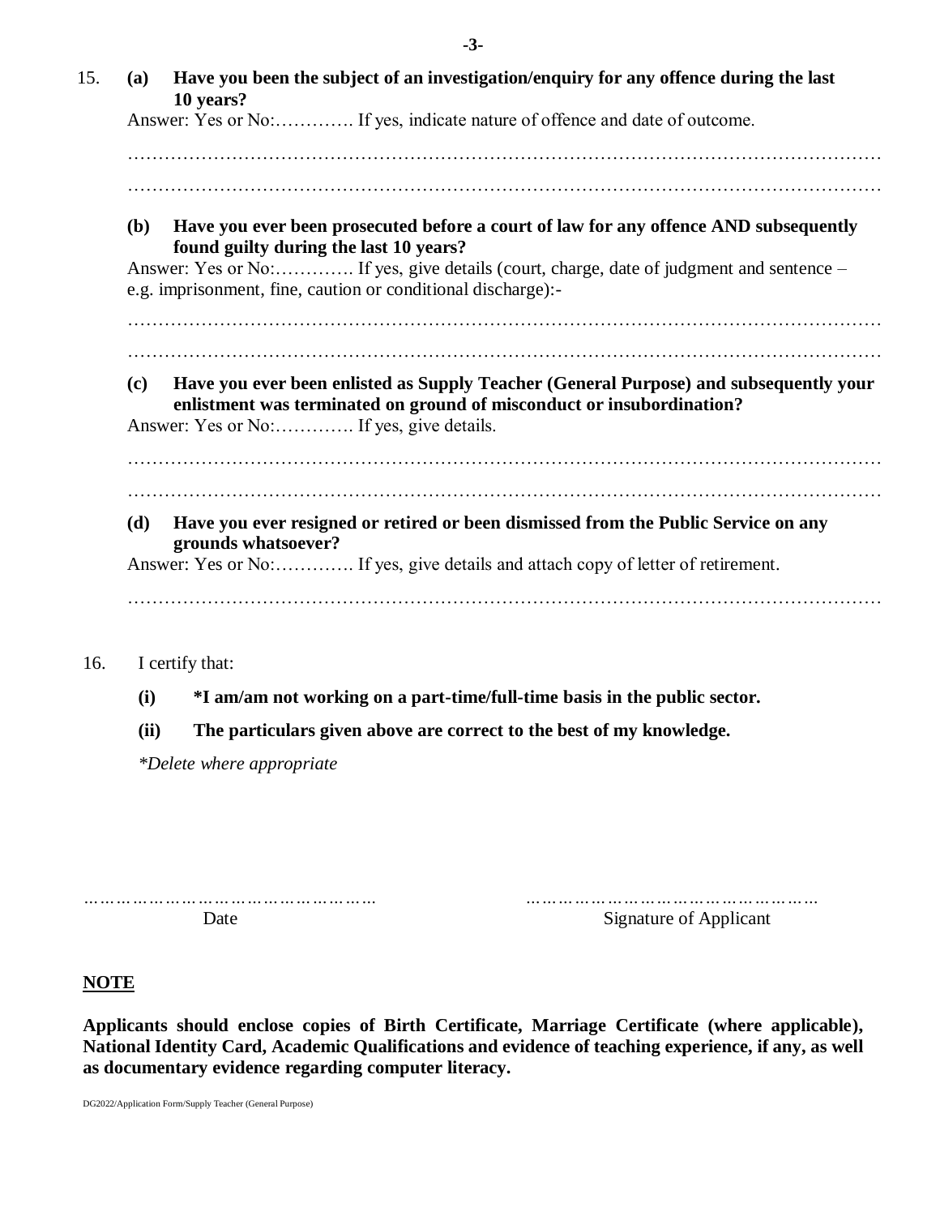15. **(a) Have you been the subject of an investigation/enquiry for any offence during the last 10 years?**

Answer: Yes or No:…………. If yes, indicate nature of offence and date of outcome.

……………………………………………………………………………………………………………

……………………………………………………………………………………………………………

**(b) Have you ever been prosecuted before a court of law for any offence AND subsequently found guilty during the last 10 years?**

Answer: Yes or No:…………. If yes, give details (court, charge, date of judgment and sentence – e.g. imprisonment, fine, caution or conditional discharge):-

……………………………………………………………………………………………………………

……………………………………………………………………………………………………………

**(c) Have you ever been enlisted as Supply Teacher (General Purpose) and subsequently your enlistment was terminated on ground of misconduct or insubordination?**

Answer: Yes or No:…………. If yes, give details.

……………………………………………………………………………………………………………

……………………………………………………………………………………………………………

**(d) Have you ever resigned or retired or been dismissed from the Public Service on any grounds whatsoever?**

Answer: Yes or No:…………. If yes, give details and attach copy of letter of retirement.

……………………………………………………………………………………………………………

16. I certify that:

**(i) *I am/am not working on a part-time/full-time basis in the public sector.**

**(ii) The particulars given above are correct to the best of my knowledge.**

*\*Delete where appropriate*

……………………………………………… ………………………………………………

Date Signature of Applicant

**NOTE**

**Applicants should enclose copies of Birth Certificate, Marriage Certificate (where applicable), National Identity Card, Academic Qualifications and evidence of teaching experience, if any, as well as documentary evidence regarding computer literacy.**

DG2022/Application Form/Supply Teacher (General Purpose)